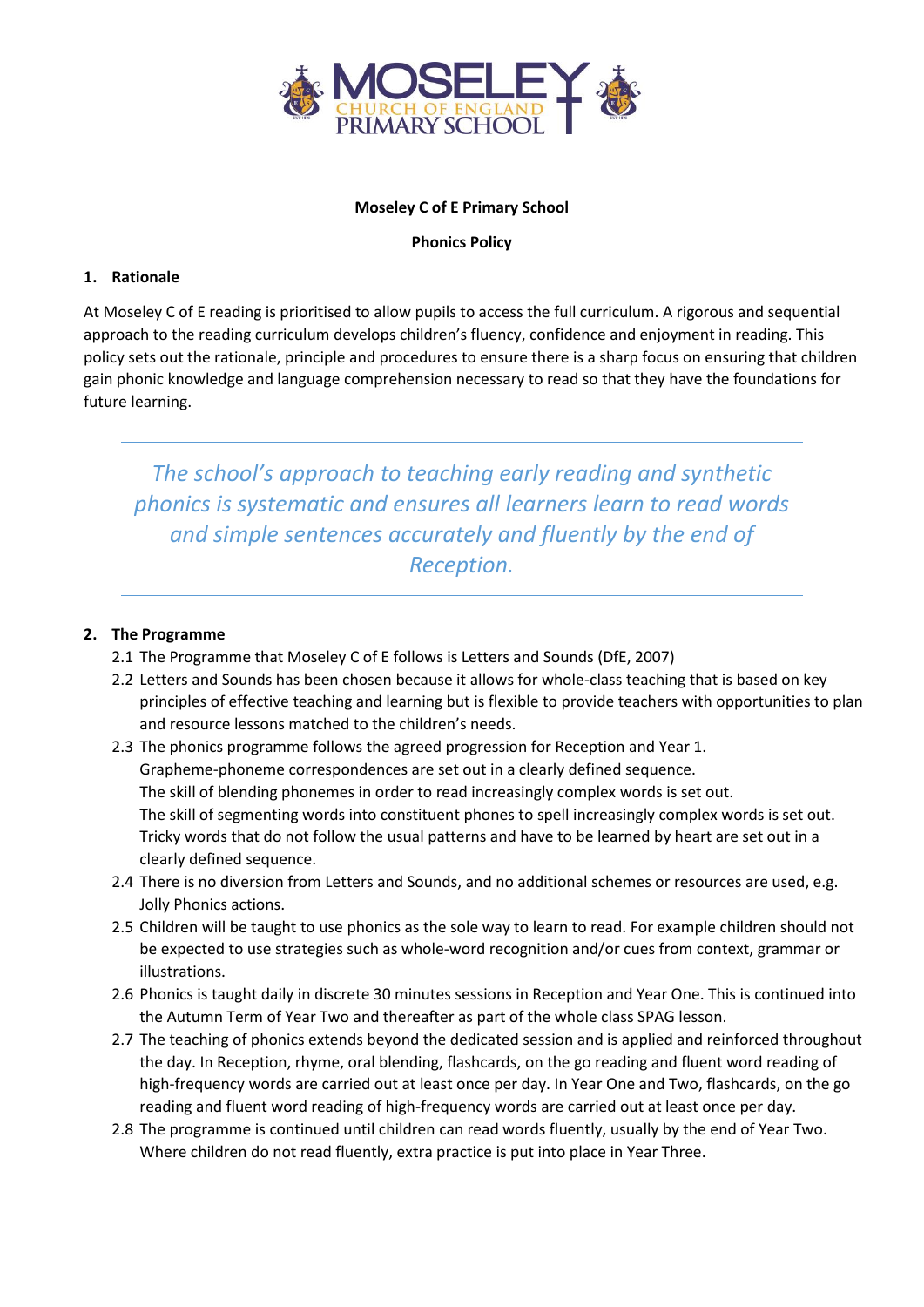**Moseley C of E Primary School**

**Phonics Policy**

## 1. Rationale

At Moseley C of E reading is prioritised to allow pupils to access the full curriculum. A rigorous and sequential approach to the reading curriculum develops children's fluency, confidence and enjoyment in reading. This policy sets out the rationale, principle and procedures to ensure there is a sharp focus on ensuring that children gain phonic knowledge and language comprehension necessary to read so that they have the foundations for future learning.

> *The school's approach to teaching early reading and synthetic phonics is systematic and ensures all learners learn to read words and simple sentences accurately and fluently by the end of Reception.*

## 2. The Programme

2.1 The Programme that Moseley C of E follows is Letters and Sounds (DfE, 2007)

2.2 Letters and Sounds has been chosen because it allows for whole-class teaching that is based on key principles of effective teaching and learning but is flexible to provide teachers with opportunities to plan and resource lessons matched to the children's needs.

2.3 The phonics programme follows the agreed progression for Reception and Year 1.
Grapheme-phoneme correspondences are set out in a clearly defined sequence.
The skill of blending phonemes in order to read increasingly complex words is set out.
The skill of segmenting words into constituent phones to spell increasingly complex words is set out.
Tricky words that do not follow the usual patterns and have to be learned by heart are set out in a clearly defined sequence.

2.4 There is no diversion from Letters and Sounds, and no additional schemes or resources are used, e.g. Jolly Phonics actions.

2.5 Children will be taught to use phonics as the sole way to learn to read. For example children should not be expected to use strategies such as whole-word recognition and/or cues from context, grammar or illustrations.

2.6 Phonics is taught daily in discrete 30 minutes sessions in Reception and Year One. This is continued into the Autumn Term of Year Two and thereafter as part of the whole class SPAG lesson.

2.7 The teaching of phonics extends beyond the dedicated session and is applied and reinforced throughout the day. In Reception, rhyme, oral blending, flashcards, on the go reading and fluent word reading of high-frequency words are carried out at least once per day. In Year One and Two, flashcards, on the go reading and fluent word reading of high-frequency words are carried out at least once per day.

2.8 The programme is continued until children can read words fluently, usually by the end of Year Two. Where children do not read fluently, extra practice is put into place in Year Three.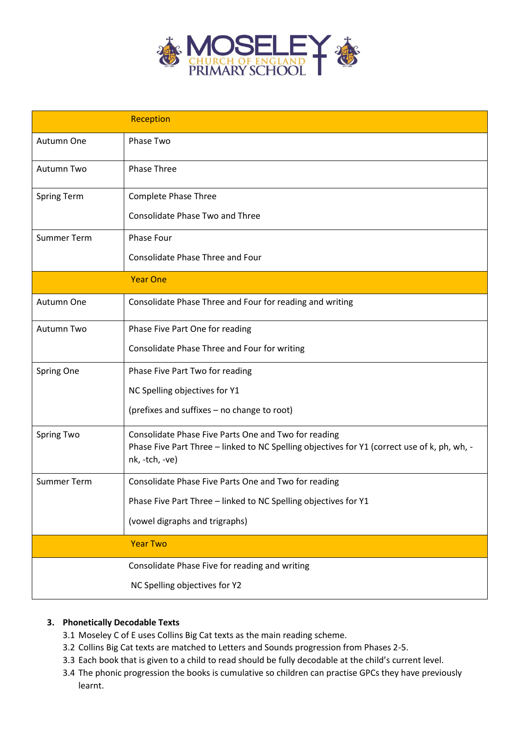| | Reception |
|---|---|
| Autumn One | Phase Two |
| Autumn Two | Phase Three |
| Spring Term | Complete Phase Three<br><br>Consolidate Phase Two and Three |
| Summer Term | Phase Four<br><br>Consolidate Phase Three and Four |
| | **Year One** |
| Autumn One | Consolidate Phase Three and Four for reading and writing |
| Autumn Two | Phase Five Part One for reading<br><br>Consolidate Phase Three and Four for writing |
| Spring One | Phase Five Part Two for reading<br><br>NC Spelling objectives for Y1<br><br>(prefixes and suffixes – no change to root) |
| Spring Two | Consolidate Phase Five Parts One and Two for reading<br>Phase Five Part Three – linked to NC Spelling objectives for Y1 (correct use of k, ph, wh, -nk, -tch, -ve) |
| Summer Term | Consolidate Phase Five Parts One and Two for reading<br><br>Phase Five Part Three – linked to NC Spelling objectives for Y1<br><br>(vowel digraphs and trigraphs) |
| | **Year Two** |
| | Consolidate Phase Five for reading and writing<br><br>NC Spelling objectives for Y2 |

3. **Phonetically Decodable Texts**
    3.1 Moseley C of E uses Collins Big Cat texts as the main reading scheme.
    3.2 Collins Big Cat texts are matched to Letters and Sounds progression from Phases 2-5.
    3.3 Each book that is given to a child to read should be fully decodable at the child's current level.
    3.4 The phonic progression the books is cumulative so children can practise GPCs they have previously learnt.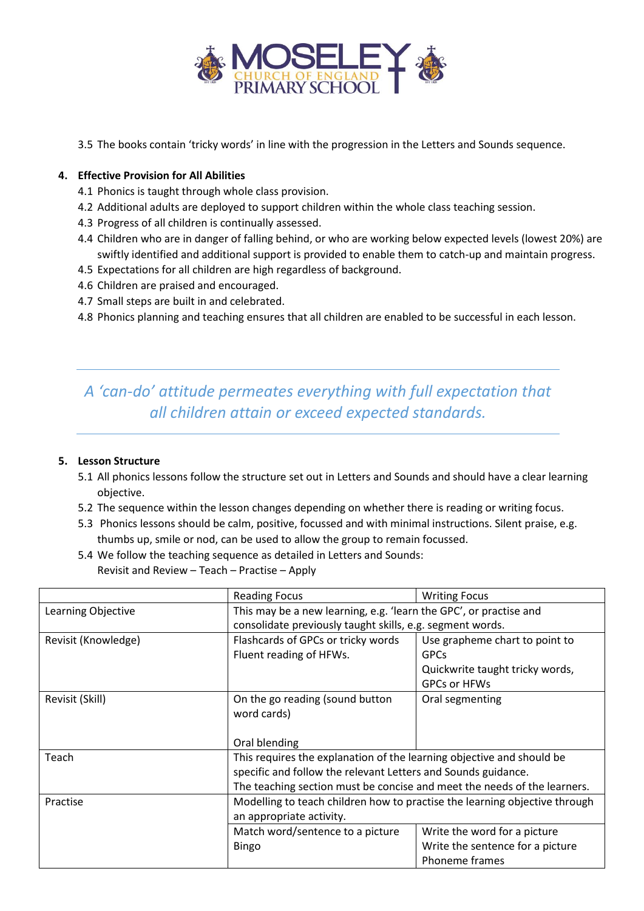3.5 The books contain 'tricky words' in line with the progression in the Letters and Sounds sequence.

## 4. Effective Provision for All Abilities

4.1 Phonics is taught through whole class provision.
4.2 Additional adults are deployed to support children within the whole class teaching session.
4.3 Progress of all children is continually assessed.
4.4 Children who are in danger of falling behind, or who are working below expected levels (lowest 20%) are swiftly identified and additional support is provided to enable them to catch-up and maintain progress.
4.5 Expectations for all children are high regardless of background.
4.6 Children are praised and encouraged.
4.7 Small steps are built in and celebrated.
4.8 Phonics planning and teaching ensures that all children are enabled to be successful in each lesson.

*A 'can-do' attitude permeates everything with full expectation that all children attain or exceed expected standards.*

## 5. Lesson Structure

5.1 All phonics lessons follow the structure set out in Letters and Sounds and should have a clear learning objective.
5.2 The sequence within the lesson changes depending on whether there is reading or writing focus.
5.3 Phonics lessons should be calm, positive, focussed and with minimal instructions. Silent praise, e.g. thumbs up, smile or nod, can be used to allow the group to remain focussed.
5.4 We follow the teaching sequence as detailed in Letters and Sounds:
Revisit and Review – Teach – Practise – Apply

| | Reading Focus | Writing Focus |
|---|---|---|
| Learning Objective | This may be a new learning, e.g. 'learn the GPC', or practise and consolidate previously taught skills, e.g. segment words. | |
| Revisit (Knowledge) | Flashcards of GPCs or tricky words<br>Fluent reading of HFWs. | Use grapheme chart to point to GPCs<br>Quickwrite taught tricky words, GPCs or HFWs |
| Revisit (Skill) | On the go reading (sound button word cards)<br><br>Oral blending | Oral segmenting |
| Teach | This requires the explanation of the learning objective and should be specific and follow the relevant Letters and Sounds guidance.<br>The teaching section must be concise and meet the needs of the learners. | |
| Practise | Modelling to teach children how to practise the learning objective through an appropriate activity. | |
| | Match word/sentence to a picture<br>Bingo | Write the word for a picture<br>Write the sentence for a picture<br>Phoneme frames |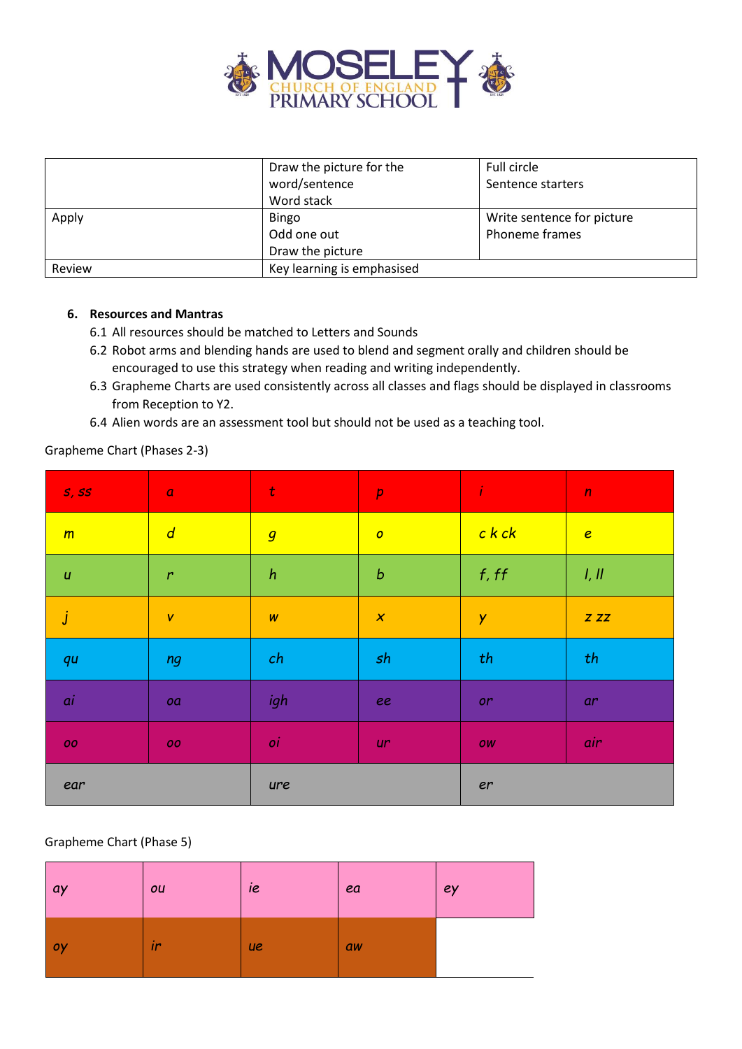| | | |
|---|---|---|
| | Draw the picture for the word/sentence<br>Word stack | Full circle<br>Sentence starters |
| Apply | Bingo<br>Odd one out<br>Draw the picture | Write sentence for picture<br>Phoneme frames |
| Review | Key learning is emphasised | |

6. **Resources and Mantras**

6.1 All resources should be matched to Letters and Sounds

6.2 Robot arms and blending hands are used to blend and segment orally and children should be encouraged to use this strategy when reading and writing independently.

6.3 Grapheme Charts are used consistently across all classes and flags should be displayed in classrooms from Reception to Y2.

6.4 Alien words are an assessment tool but should not be used as a teaching tool.

Grapheme Chart (Phases 2-3)

| | | | | | |
|---|---|---|---|---|---|
| s, ss | a | t | p | i | n |
| m | d | g | o | c k ck | e |
| u | r | h | b | f, ff | l, ll |
| j | v | w | x | y | z zz |
| qu | ng | ch | sh | th | th |
| ai | oa | igh | ee | or | ar |
| oo | oo | oi | ur | ow | air |
| ear | | ure | | er | |

Grapheme Chart (Phase 5)

| | | | | |
|---|---|---|---|---|
| ay | ou | ie | ea | ey |
| oy | ir | ue | aw | |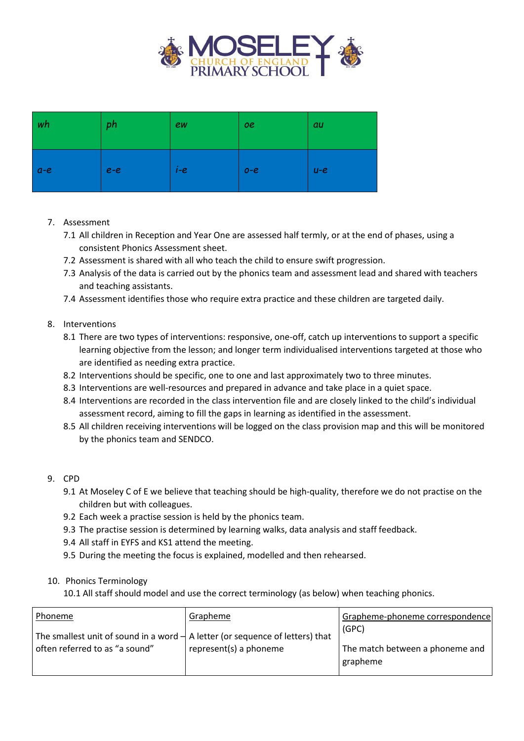| wh | ph | ew | oe | au |
|---|---|---|---|---|
| a-e | e-e | i-e | o-e | u-e |

7. Assessment
   7.1 All children in Reception and Year One are assessed half termly, or at the end of phases, using a consistent Phonics Assessment sheet.
   7.2 Assessment is shared with all who teach the child to ensure swift progression.
   7.3 Analysis of the data is carried out by the phonics team and assessment lead and shared with teachers and teaching assistants.
   7.4 Assessment identifies those who require extra practice and these children are targeted daily.

8. Interventions
   8.1 There are two types of interventions: responsive, one-off, catch up interventions to support a specific learning objective from the lesson; and longer term individualised interventions targeted at those who are identified as needing extra practice.
   8.2 Interventions should be specific, one to one and last approximately two to three minutes.
   8.3 Interventions are well-resources and prepared in advance and take place in a quiet space.
   8.4 Interventions are recorded in the class intervention file and are closely linked to the child's individual assessment record, aiming to fill the gaps in learning as identified in the assessment.
   8.5 All children receiving interventions will be logged on the class provision map and this will be monitored by the phonics team and SENDCO.

9. CPD
   9.1 At Moseley C of E we believe that teaching should be high-quality, therefore we do not practise on the children but with colleagues.
   9.2 Each week a practise session is held by the phonics team.
   9.3 The practise session is determined by learning walks, data analysis and staff feedback.
   9.4 All staff in EYFS and KS1 attend the meeting.
   9.5 During the meeting the focus is explained, modelled and then rehearsed.

10. Phonics Terminology
   10.1 All staff should model and use the correct terminology (as below) when teaching phonics.

| <u>Phoneme</u> | <u>Grapheme</u> | <u>Grapheme-phoneme correspondence</u> (GPC) |
|---|---|---|
| The smallest unit of sound in a word – often referred to as "a sound" | A letter (or sequence of letters) that represent(s) a phoneme | The match between a phoneme and grapheme |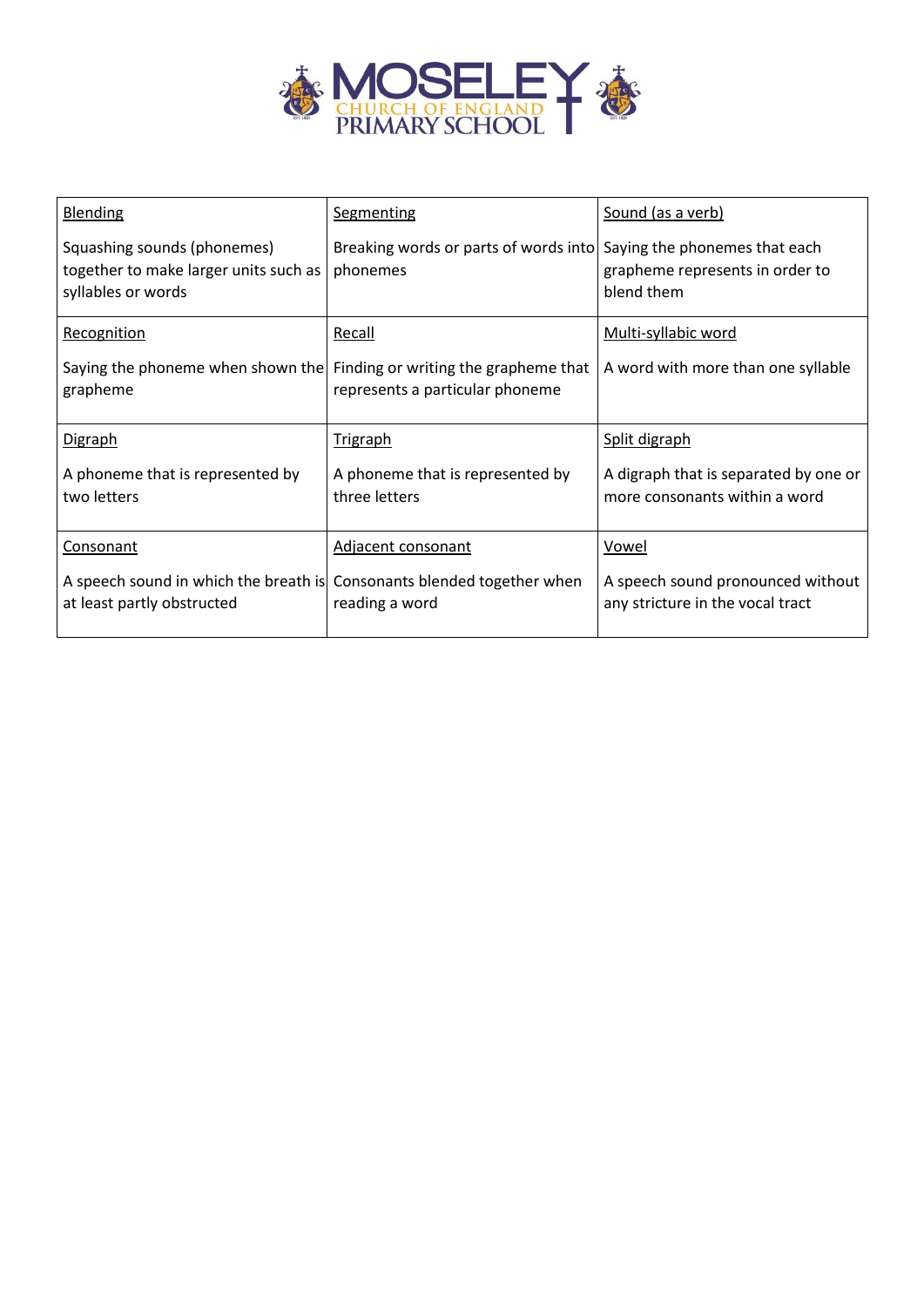| | | |
|---|---|---|
| Blending<br><br>Squashing sounds (phonemes) together to make larger units such as syllables or words | Segmenting<br><br>Breaking words or parts of words into phonemes | Sound (as a verb)<br><br>Saying the phonemes that each grapheme represents in order to blend them |
| Recognition<br><br>Saying the phoneme when shown the grapheme | Recall<br><br>Finding or writing the grapheme that represents a particular phoneme | Multi-syllabic word<br><br>A word with more than one syllable |
| Digraph<br><br>A phoneme that is represented by two letters | Trigraph<br><br>A phoneme that is represented by three letters | Split digraph<br><br>A digraph that is separated by one or more consonants within a word |
| Consonant<br><br>A speech sound in which the breath is at least partly obstructed | Adjacent consonant<br><br>Consonants blended together when reading a word | Vowel<br><br>A speech sound pronounced without any stricture in the vocal tract |